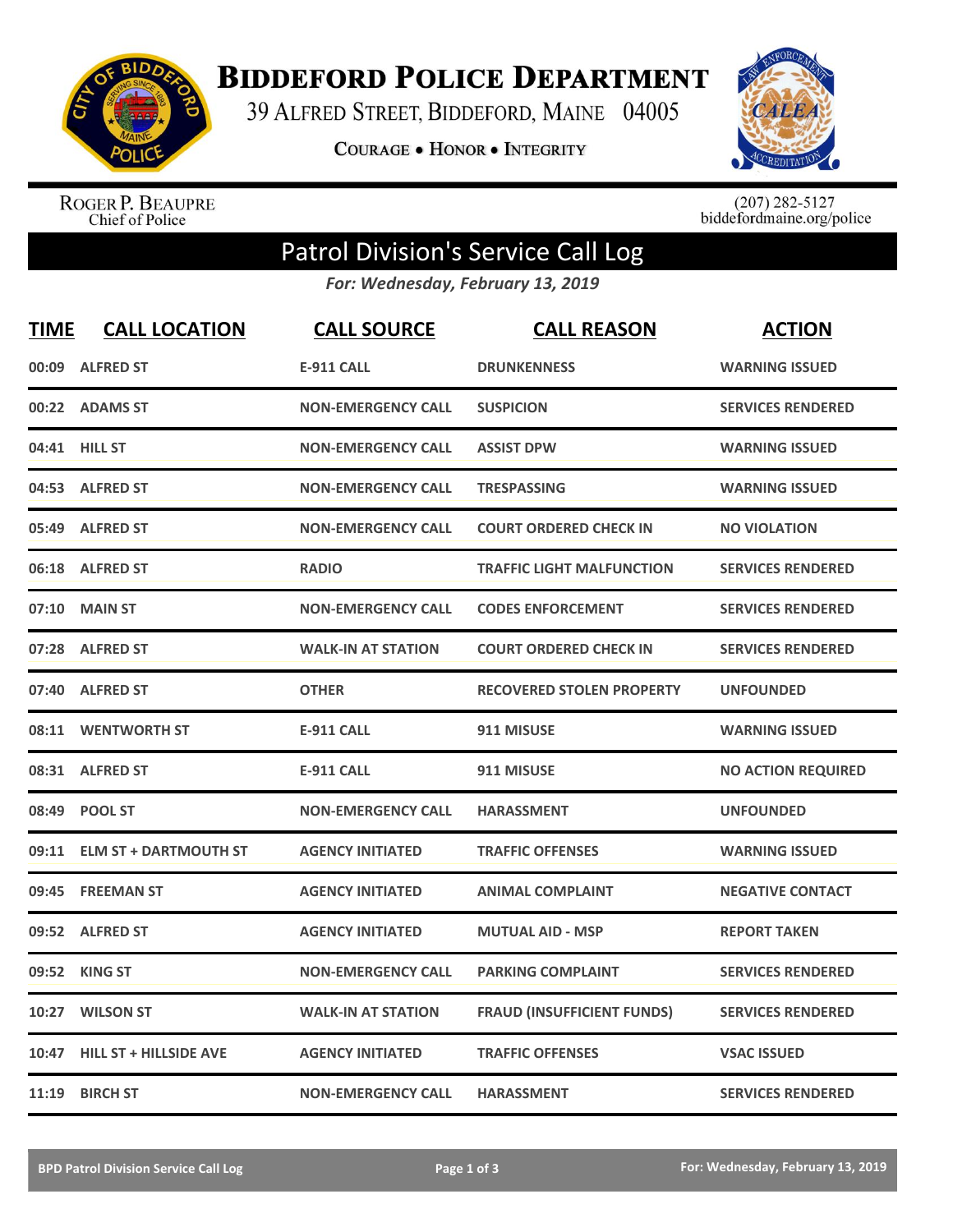# BIDDEFORD POLICE DEPARTMENT

39 ALFRED STREET, BIDDEFORD, MAINE 04005

COURAGE • HONOR • INTEGRITY

ROGER P. BEAUPRE
Chief of Police

(207) 282-5127
biddefordmaine.org/police

## Patrol Division's Service Call Log

*For: Wednesday, February 13, 2019*

| TIME | CALL LOCATION | CALL SOURCE | CALL REASON | ACTION |
|---|---|---|---|---|
| 00:09 | ALFRED ST | E-911 CALL | DRUNKENNESS | WARNING ISSUED |
| 00:22 | ADAMS ST | NON-EMERGENCY CALL | SUSPICION | SERVICES RENDERED |
| 04:41 | HILL ST | NON-EMERGENCY CALL | ASSIST DPW | WARNING ISSUED |
| 04:53 | ALFRED ST | NON-EMERGENCY CALL | TRESPASSING | WARNING ISSUED |
| 05:49 | ALFRED ST | NON-EMERGENCY CALL | COURT ORDERED CHECK IN | NO VIOLATION |
| 06:18 | ALFRED ST | RADIO | TRAFFIC LIGHT MALFUNCTION | SERVICES RENDERED |
| 07:10 | MAIN ST | NON-EMERGENCY CALL | CODES ENFORCEMENT | SERVICES RENDERED |
| 07:28 | ALFRED ST | WALK-IN AT STATION | COURT ORDERED CHECK IN | SERVICES RENDERED |
| 07:40 | ALFRED ST | OTHER | RECOVERED STOLEN PROPERTY | UNFOUNDED |
| 08:11 | WENTWORTH ST | E-911 CALL | 911 MISUSE | WARNING ISSUED |
| 08:31 | ALFRED ST | E-911 CALL | 911 MISUSE | NO ACTION REQUIRED |
| 08:49 | POOL ST | NON-EMERGENCY CALL | HARASSMENT | UNFOUNDED |
| 09:11 | ELM ST + DARTMOUTH ST | AGENCY INITIATED | TRAFFIC OFFENSES | WARNING ISSUED |
| 09:45 | FREEMAN ST | AGENCY INITIATED | ANIMAL COMPLAINT | NEGATIVE CONTACT |
| 09:52 | ALFRED ST | AGENCY INITIATED | MUTUAL AID - MSP | REPORT TAKEN |
| 09:52 | KING ST | NON-EMERGENCY CALL | PARKING COMPLAINT | SERVICES RENDERED |
| 10:27 | WILSON ST | WALK-IN AT STATION | FRAUD (INSUFFICIENT FUNDS) | SERVICES RENDERED |
| 10:47 | HILL ST + HILLSIDE AVE | AGENCY INITIATED | TRAFFIC OFFENSES | VSAC ISSUED |
| 11:19 | BIRCH ST | NON-EMERGENCY CALL | HARASSMENT | SERVICES RENDERED |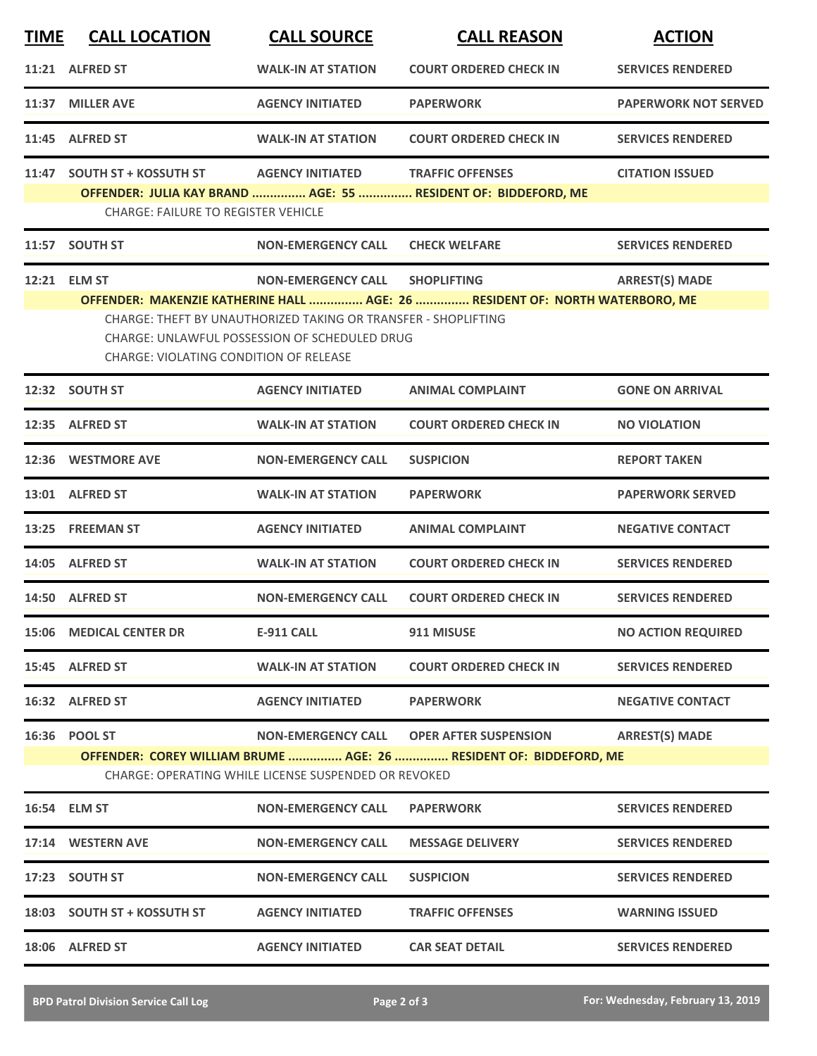| TIME | CALL LOCATION | CALL SOURCE | CALL REASON | ACTION |
|---|---|---|---|---|
| 11:21 | ALFRED ST | WALK-IN AT STATION | COURT ORDERED CHECK IN | SERVICES RENDERED |
| 11:37 | MILLER AVE | AGENCY INITIATED | PAPERWORK | PAPERWORK NOT SERVED |
| 11:45 | ALFRED ST | WALK-IN AT STATION | COURT ORDERED CHECK IN | SERVICES RENDERED |
| 11:47 | SOUTH ST + KOSSUTH ST | AGENCY INITIATED | TRAFFIC OFFENSES | CITATION ISSUED |
| | OFFENDER: JULIA KAY BRAND ............... AGE: 55 ............... RESIDENT OF: BIDDEFORD, ME | | | |
| | CHARGE: FAILURE TO REGISTER VEHICLE | | | |
| 11:57 | SOUTH ST | NON-EMERGENCY CALL | CHECK WELFARE | SERVICES RENDERED |
| 12:21 | ELM ST | NON-EMERGENCY CALL | SHOPLIFTING | ARREST(S) MADE |
| | OFFENDER: MAKENZIE KATHERINE HALL ............... AGE: 26 ............... RESIDENT OF: NORTH WATERBORO, ME | | | |
| | CHARGE: THEFT BY UNAUTHORIZED TAKING OR TRANSFER - SHOPLIFTING | | | |
| | CHARGE: UNLAWFUL POSSESSION OF SCHEDULED DRUG | | | |
| | CHARGE: VIOLATING CONDITION OF RELEASE | | | |
| 12:32 | SOUTH ST | AGENCY INITIATED | ANIMAL COMPLAINT | GONE ON ARRIVAL |
| 12:35 | ALFRED ST | WALK-IN AT STATION | COURT ORDERED CHECK IN | NO VIOLATION |
| 12:36 | WESTMORE AVE | NON-EMERGENCY CALL | SUSPICION | REPORT TAKEN |
| 13:01 | ALFRED ST | WALK-IN AT STATION | PAPERWORK | PAPERWORK SERVED |
| 13:25 | FREEMAN ST | AGENCY INITIATED | ANIMAL COMPLAINT | NEGATIVE CONTACT |
| 14:05 | ALFRED ST | WALK-IN AT STATION | COURT ORDERED CHECK IN | SERVICES RENDERED |
| 14:50 | ALFRED ST | NON-EMERGENCY CALL | COURT ORDERED CHECK IN | SERVICES RENDERED |
| 15:06 | MEDICAL CENTER DR | E-911 CALL | 911 MISUSE | NO ACTION REQUIRED |
| 15:45 | ALFRED ST | WALK-IN AT STATION | COURT ORDERED CHECK IN | SERVICES RENDERED |
| 16:32 | ALFRED ST | AGENCY INITIATED | PAPERWORK | NEGATIVE CONTACT |
| 16:36 | POOL ST | NON-EMERGENCY CALL | OPER AFTER SUSPENSION | ARREST(S) MADE |
| | OFFENDER: COREY WILLIAM BRUME ............... AGE: 26 ............... RESIDENT OF: BIDDEFORD, ME | | | |
| | CHARGE: OPERATING WHILE LICENSE SUSPENDED OR REVOKED | | | |
| 16:54 | ELM ST | NON-EMERGENCY CALL | PAPERWORK | SERVICES RENDERED |
| 17:14 | WESTERN AVE | NON-EMERGENCY CALL | MESSAGE DELIVERY | SERVICES RENDERED |
| 17:23 | SOUTH ST | NON-EMERGENCY CALL | SUSPICION | SERVICES RENDERED |
| 18:03 | SOUTH ST + KOSSUTH ST | AGENCY INITIATED | TRAFFIC OFFENSES | WARNING ISSUED |
| 18:06 | ALFRED ST | AGENCY INITIATED | CAR SEAT DETAIL | SERVICES RENDERED |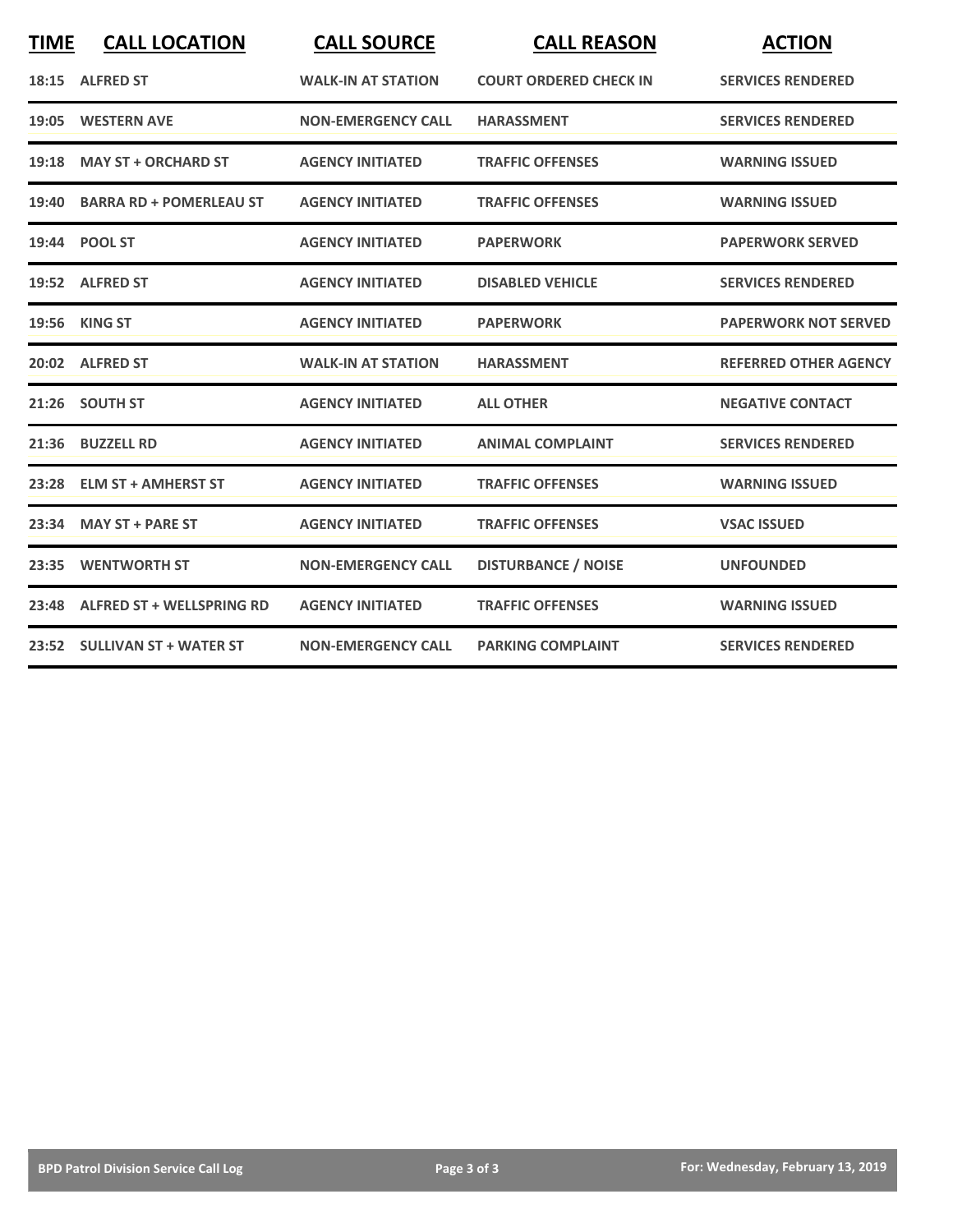| TIME | CALL LOCATION | CALL SOURCE | CALL REASON | ACTION |
| --- | --- | --- | --- | --- |
| 18:15 | ALFRED ST | WALK-IN AT STATION | COURT ORDERED CHECK IN | SERVICES RENDERED |
| 19:05 | WESTERN AVE | NON-EMERGENCY CALL | HARASSMENT | SERVICES RENDERED |
| 19:18 | MAY ST + ORCHARD ST | AGENCY INITIATED | TRAFFIC OFFENSES | WARNING ISSUED |
| 19:40 | BARRA RD + POMERLEAU ST | AGENCY INITIATED | TRAFFIC OFFENSES | WARNING ISSUED |
| 19:44 | POOL ST | AGENCY INITIATED | PAPERWORK | PAPERWORK SERVED |
| 19:52 | ALFRED ST | AGENCY INITIATED | DISABLED VEHICLE | SERVICES RENDERED |
| 19:56 | KING ST | AGENCY INITIATED | PAPERWORK | PAPERWORK NOT SERVED |
| 20:02 | ALFRED ST | WALK-IN AT STATION | HARASSMENT | REFERRED OTHER AGENCY |
| 21:26 | SOUTH ST | AGENCY INITIATED | ALL OTHER | NEGATIVE CONTACT |
| 21:36 | BUZZELL RD | AGENCY INITIATED | ANIMAL COMPLAINT | SERVICES RENDERED |
| 23:28 | ELM ST + AMHERST ST | AGENCY INITIATED | TRAFFIC OFFENSES | WARNING ISSUED |
| 23:34 | MAY ST + PARE ST | AGENCY INITIATED | TRAFFIC OFFENSES | VSAC ISSUED |
| 23:35 | WENTWORTH ST | NON-EMERGENCY CALL | DISTURBANCE / NOISE | UNFOUNDED |
| 23:48 | ALFRED ST + WELLSPRING RD | AGENCY INITIATED | TRAFFIC OFFENSES | WARNING ISSUED |
| 23:52 | SULLIVAN ST + WATER ST | NON-EMERGENCY CALL | PARKING COMPLAINT | SERVICES RENDERED |